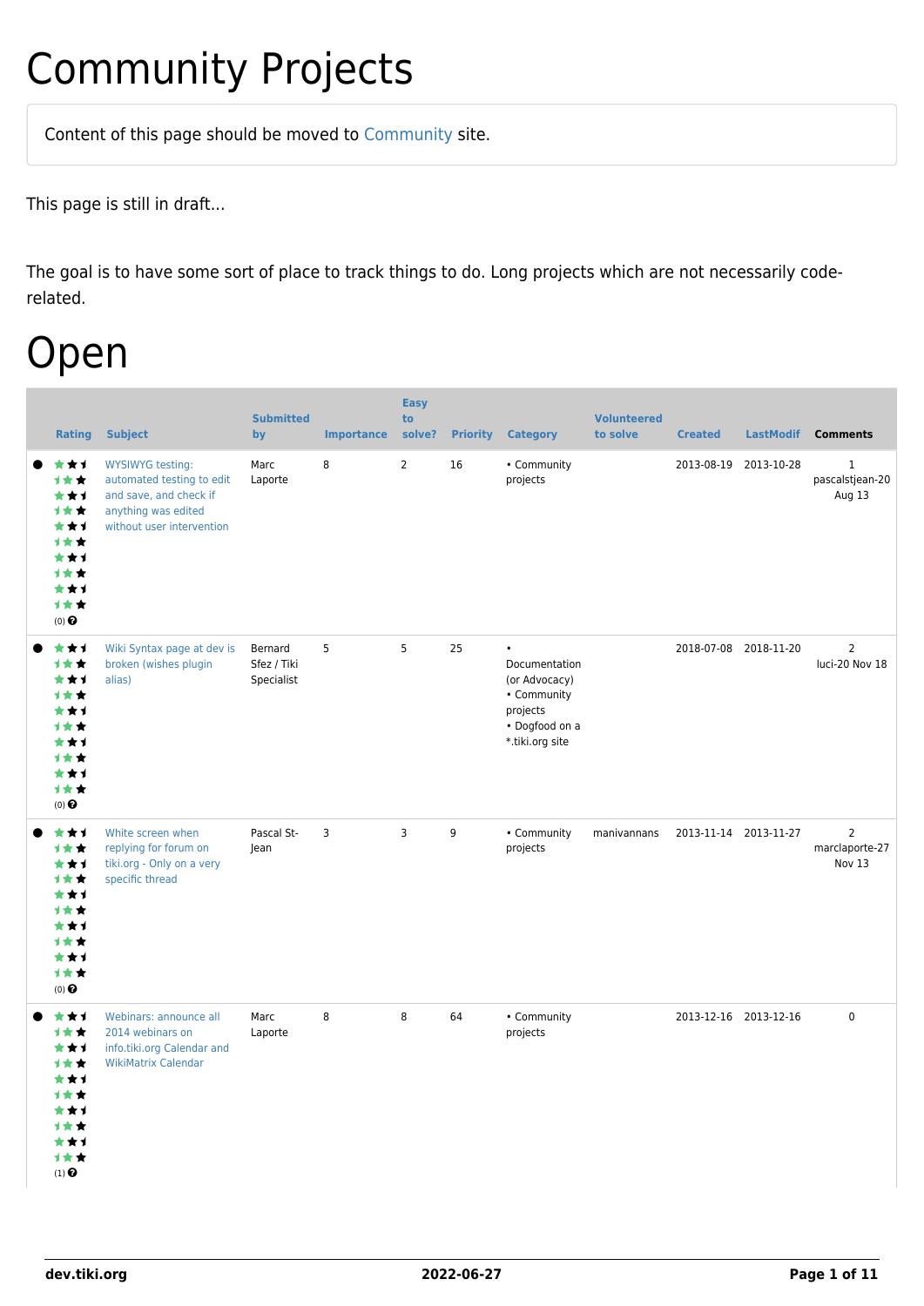# Community Projects

Content of this page should be moved to Community site.

This page is still in draft...

The goal is to have some sort of place to track things to do. Long projects which are not necessarily code-related.

# Open

| | Rating | Subject | Submitted by | Importance | Easy to solve? | Priority | Category | Volunteered to solve | Created | LastModif | Comments |
|---|---|---|---|---|---|---|---|---|---|---|---|
| ● | (0) | WYSIWYG testing: automated testing to edit and save, and check if anything was edited without user intervention | Marc Laporte | 8 | 2 | 16 | • Community projects | | 2013-08-19 | 2013-10-28 | 1 pascalstjean-20 Aug 13 |
| ● | (0) | Wiki Syntax page at dev is broken (wishes plugin alias) | Bernard Sfez / Tiki Specialist | 5 | 5 | 25 | • Documentation (or Advocacy) • Community projects • Dogfood on a *.tiki.org site | | 2018-07-08 | 2018-11-20 | 2 luci-20 Nov 18 |
| ● | (0) | White screen when replying for forum on tiki.org - Only on a very specific thread | Pascal St-Jean | 3 | 3 | 9 | • Community projects | manivannans | 2013-11-14 | 2013-11-27 | 2 marclaporte-27 Nov 13 |
| ● | (1) | Webinars: announce all 2014 webinars on info.tiki.org Calendar and WikiMatrix Calendar | Marc Laporte | 8 | 8 | 64 | • Community projects | | 2013-12-16 | 2013-12-16 | 0 |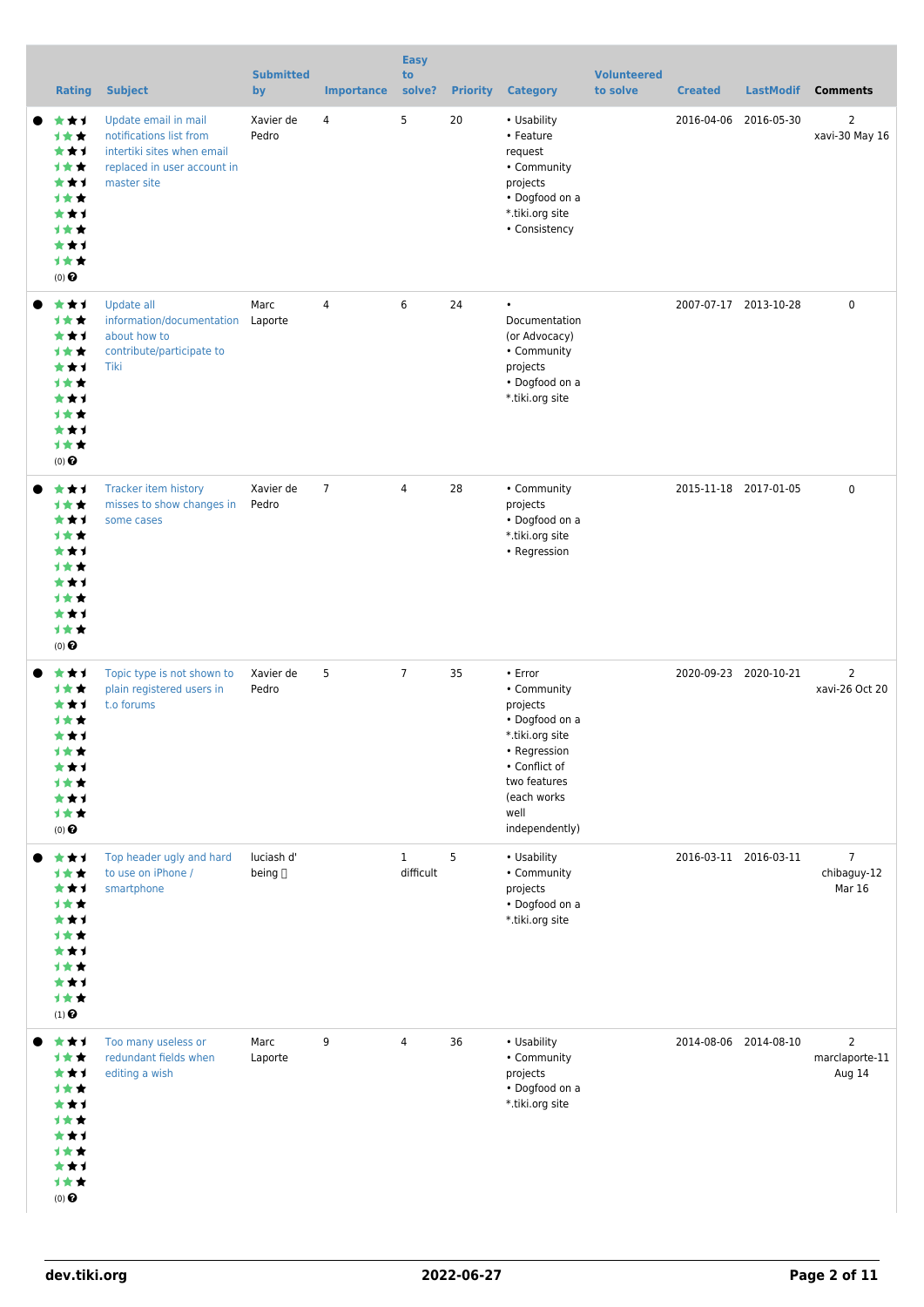| | Rating | Subject | Submitted by | Importance | Easy to solve? | Priority | Category | Volunteered to solve | Created | LastModif | Comments |
|---|---|---|---|---|---|---|---|---|---|---|---|
| ● | (0) | Update email in mail notifications list from intertiki sites when email replaced in user account in master site | Xavier de Pedro | 4 | 5 | 20 | • Usability<br>• Feature request<br>• Community projects<br>• Dogfood on a *.tiki.org site<br>• Consistency | | 2016-04-06 | 2016-05-30 | 2<br>xavi-30 May 16 |
| ● | (0) | Update all information/documentation about how to contribute/participate to Tiki | Marc Laporte | 4 | 6 | 24 | • Documentation (or Advocacy)<br>• Community projects<br>• Dogfood on a *.tiki.org site | | 2007-07-17 | 2013-10-28 | 0 |
| ● | (0) | Tracker item history misses to show changes in some cases | Xavier de Pedro | 7 | 4 | 28 | • Community projects<br>• Dogfood on a *.tiki.org site<br>• Regression | | 2015-11-18 | 2017-01-05 | 0 |
| ● | (0) | Topic type is not shown to plain registered users in t.o forums | Xavier de Pedro | 5 | 7 | 35 | • Error<br>• Community projects<br>• Dogfood on a *.tiki.org site<br>• Regression<br>• Conflict of two features (each works well independently) | | 2020-09-23 | 2020-10-21 | 2<br>xavi-26 Oct 20 |
| ● | (1) | Top header ugly and hard to use on iPhone / smartphone | luciash d' being | | 1 difficult | 5 | • Usability<br>• Community projects<br>• Dogfood on a *.tiki.org site | | 2016-03-11 | 2016-03-11 | 7<br>chibaguy-12 Mar 16 |
| ● | (0) | Too many useless or redundant fields when editing a wish | Marc Laporte | 9 | 4 | 36 | • Usability<br>• Community projects<br>• Dogfood on a *.tiki.org site | | 2014-08-06 | 2014-08-10 | 2<br>marclaporte-11 Aug 14 |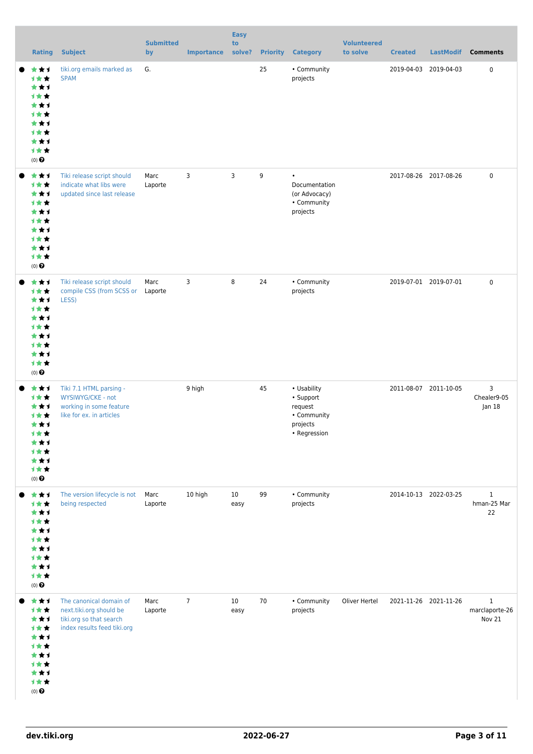| Rating | Subject | Submitted by | Importance | Easy to solve? | Priority | Category | Volunteered to solve | Created | LastModif | Comments |
|---|---|---|---|---|---|---|---|---|---|---|
| (0) | tiki.org emails marked as SPAM | G. | | | 25 | • Community projects | | 2019-04-03 | 2019-04-03 | 0 |
| (0) | Tiki release script should indicate what libs were updated since last release | Marc Laporte | 3 | 3 | 9 | • Documentation (or Advocacy) • Community projects | | 2017-08-26 | 2017-08-26 | 0 |
| (0) | Tiki release script should compile CSS (from SCSS or LESS) | Marc Laporte | 3 | 8 | 24 | • Community projects | | 2019-07-01 | 2019-07-01 | 0 |
| (0) | Tiki 7.1 HTML parsing - WYSIWYG/CKE - not working in some feature like for ex. in articles | | 9 high | | 45 | • Usability • Support request • Community projects • Regression | | 2011-08-07 | 2011-10-05 | 3 Chealer9-05 Jan 18 |
| (0) | The version lifecycle is not being respected | Marc Laporte | 10 high | 10 easy | 99 | • Community projects | | 2014-10-13 | 2022-03-25 | 1 hman-25 Mar 22 |
| (0) | The canonical domain of next.tiki.org should be tiki.org so that search index results feed tiki.org | Marc Laporte | 7 | 10 easy | 70 | • Community projects | Oliver Hertel | 2021-11-26 | 2021-11-26 | 1 marclaporte-26 Nov 21 |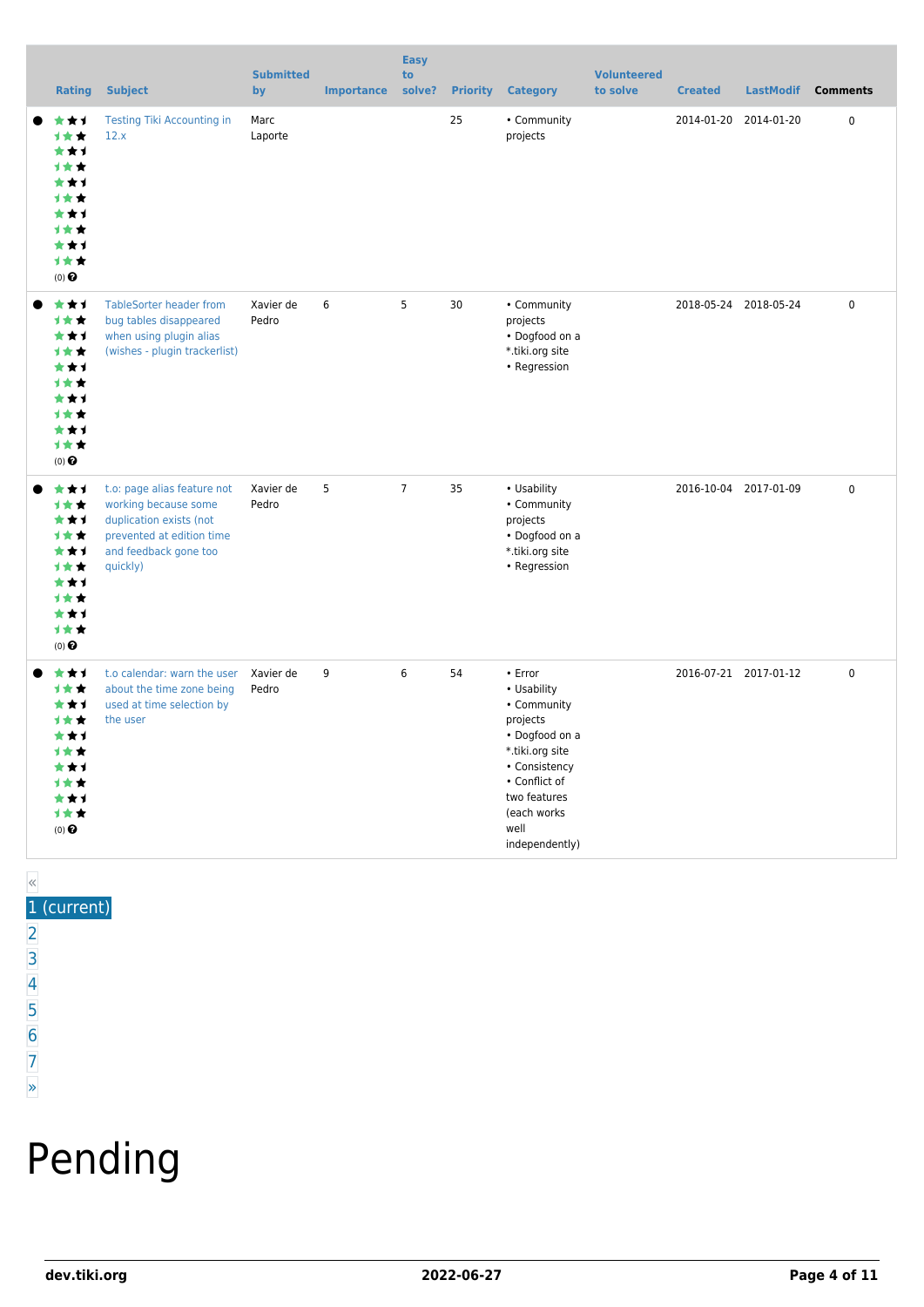| | Rating | Subject | Submitted by | Importance | Easy to solve? | Priority | Category | Volunteered to solve | Created | LastModif | Comments |
|---|---|---|---|---|---|---|---|---|---|---|---|
| ● | (0) | Testing Tiki Accounting in 12.x | Marc Laporte | | | 25 | • Community projects | | 2014-01-20 | 2014-01-20 | 0 |
| ● | (0) | TableSorter header from bug tables disappeared when using plugin alias (wishes - plugin trackerlist) | Xavier de Pedro | 6 | 5 | 30 | • Community projects • Dogfood on a *.tiki.org site • Regression | | 2018-05-24 | 2018-05-24 | 0 |
| ● | (0) | t.o: page alias feature not working because some duplication exists (not prevented at edition time and feedback gone too quickly) | Xavier de Pedro | 5 | 7 | 35 | • Usability • Community projects • Dogfood on a *.tiki.org site • Regression | | 2016-10-04 | 2017-01-09 | 0 |
| ● | (0) | t.o calendar: warn the user about the time zone being used at time selection by the user | Xavier de Pedro | 9 | 6 | 54 | • Error • Usability • Community projects • Dogfood on a *.tiki.org site • Consistency • Conflict of two features (each works well independently) | | 2016-07-21 | 2017-01-12 | 0 |

«
1 (current)
2
3
4
5
6
7
»

# Pending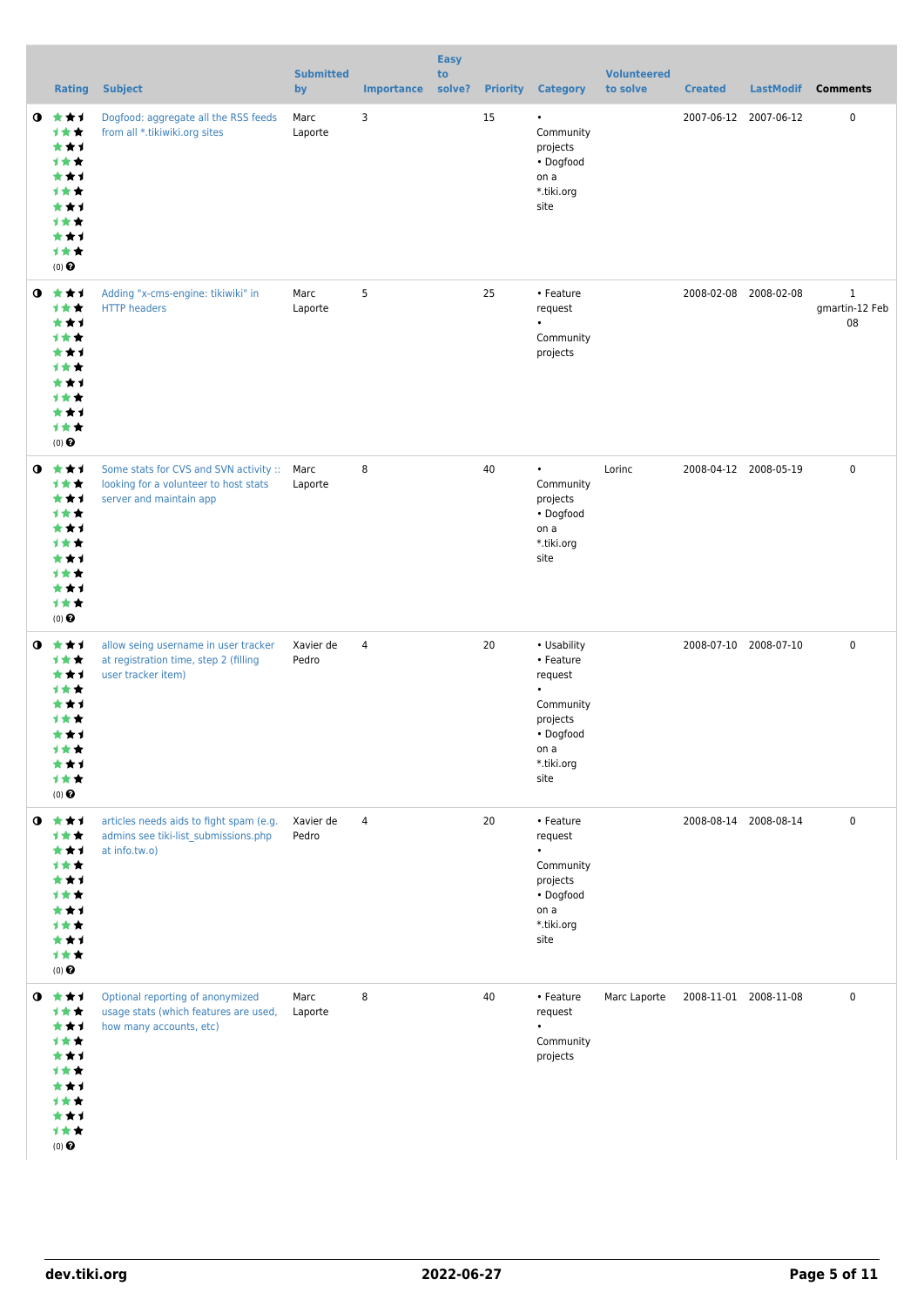| | Rating | Subject | Submitted by | Importance | Easy to solve? | Priority | Category | Volunteered to solve | Created | LastModif | Comments |
|---|---|---|---|---|---|---|---|---|---|---|---|
| | (0) | Dogfood: aggregate all the RSS feeds from all *.tikiwiki.org sites | Marc Laporte | 3 | | 15 | • Community projects • Dogfood on a *.tiki.org site | | 2007-06-12 | 2007-06-12 | 0 |
| | (0) | Adding "x-cms-engine: tikiwiki" in HTTP headers | Marc Laporte | 5 | | 25 | • Feature request • Community projects | | 2008-02-08 | 2008-02-08 | 1 gmartin-12 Feb 08 |
| | (0) | Some stats for CVS and SVN activity :: looking for a volunteer to host stats server and maintain app | Marc Laporte | 8 | | 40 | • Community projects • Dogfood on a *.tiki.org site | Lorinc | 2008-04-12 | 2008-05-19 | 0 |
| | (0) | allow seing username in user tracker at registration time, step 2 (filling user tracker item) | Xavier de Pedro | 4 | | 20 | • Usability • Feature request • Community projects • Dogfood on a *.tiki.org site | | 2008-07-10 | 2008-07-10 | 0 |
| | (0) | articles needs aids to fight spam (e.g. admins see tiki-list_submissions.php at info.tw.o) | Xavier de Pedro | 4 | | 20 | • Feature request • Community projects • Dogfood on a *.tiki.org site | | 2008-08-14 | 2008-08-14 | 0 |
| | (0) | Optional reporting of anonymized usage stats (which features are used, how many accounts, etc) | Marc Laporte | 8 | | 40 | • Feature request • Community projects | Marc Laporte | 2008-11-01 | 2008-11-08 | 0 |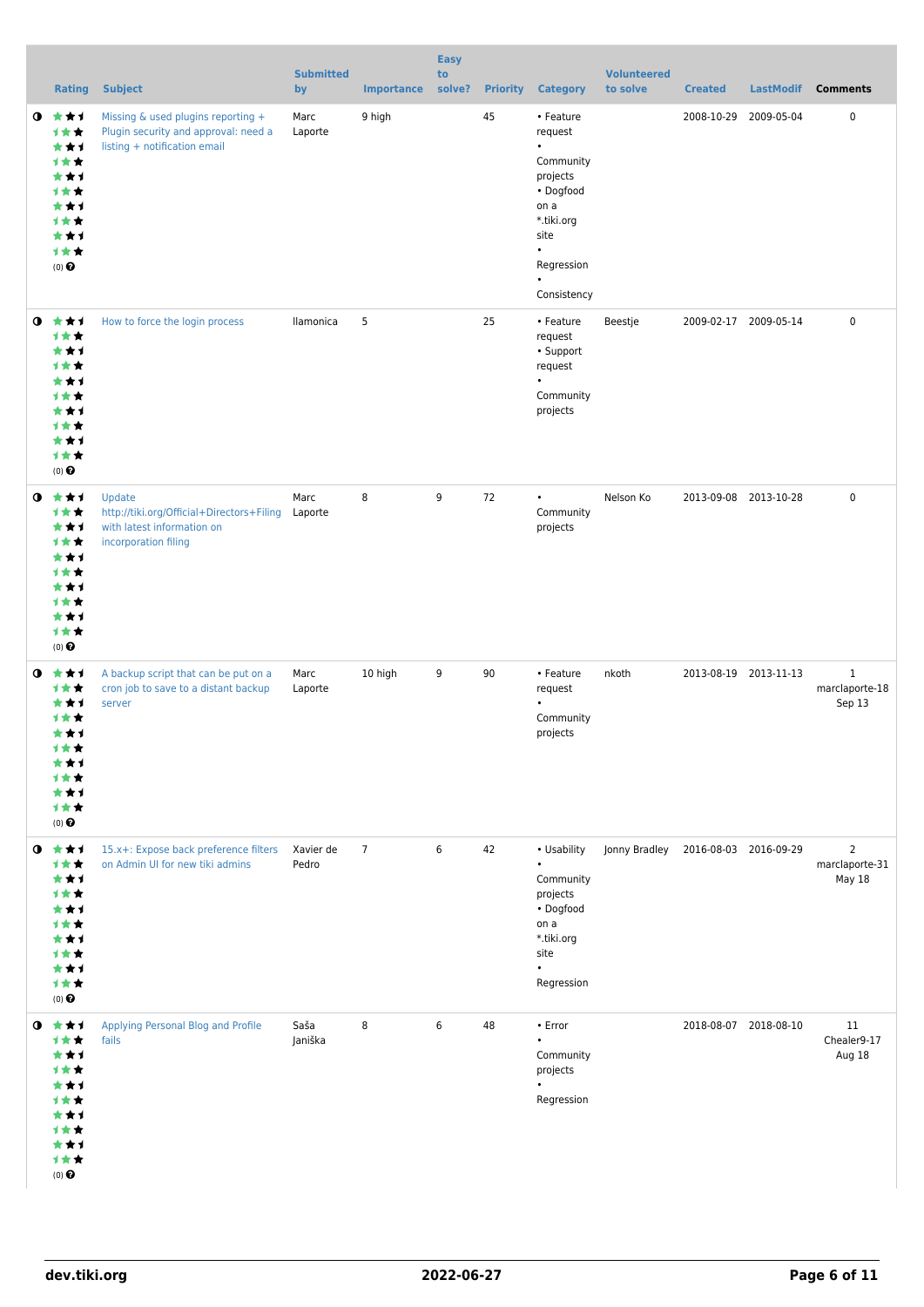| | Rating | Subject | Submitted by | Importance | Easy to solve? | Priority | Category | Volunteered to solve | Created | LastModif | Comments |
|---|---|---|---|---|---|---|---|---|---|---|---|
| ◑ | (0) | Missing & used plugins reporting + Plugin security and approval: need a listing + notification email | Marc Laporte | 9 high | | 45 | • Feature request • Community projects • Dogfood on a *.tiki.org site • Regression • Consistency | | 2008-10-29 | 2009-05-04 | 0 |
| ◑ | (0) | How to force the login process | llamonica | 5 | | 25 | • Feature request • Support request • Community projects | Beestje | 2009-02-17 | 2009-05-14 | 0 |
| ◑ | (0) | Update http://tiki.org/Official+Directors+Filing with latest information on incorporation filing | Marc Laporte | 8 | 9 | 72 | • Community projects | Nelson Ko | 2013-09-08 | 2013-10-28 | 0 |
| ◑ | (0) | A backup script that can be put on a cron job to save to a distant backup server | Marc Laporte | 10 high | 9 | 90 | • Feature request • Community projects | nkoth | 2013-08-19 | 2013-11-13 | 1 marclaporte-18 Sep 13 |
| ◑ | (0) | 15.x+: Expose back preference filters on Admin UI for new tiki admins | Xavier de Pedro | 7 | 6 | 42 | • Usability • Community projects • Dogfood on a *.tiki.org site • Regression | Jonny Bradley | 2016-08-03 | 2016-09-29 | 2 marclaporte-31 May 18 |
| ◑ | (0) | Applying Personal Blog and Profile fails | Saša Janiška | 8 | 6 | 48 | • Error • Community projects • Regression | | 2018-08-07 | 2018-08-10 | 11 Chealer9-17 Aug 18 |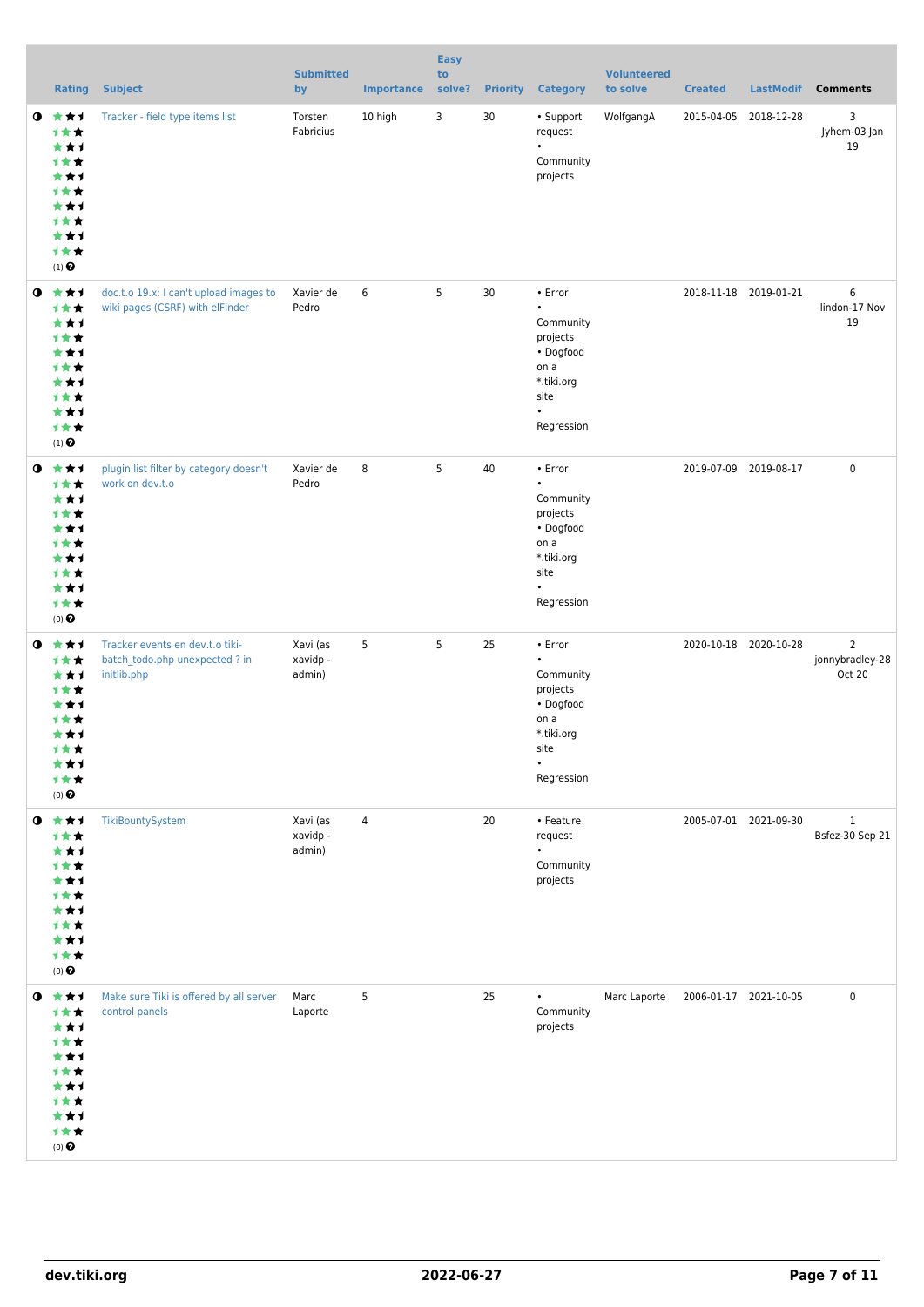| | Rating | Subject | Submitted by | Importance | Easy to solve? | Priority | Category | Volunteered to solve | Created | LastModif | Comments |
|---|---|---|---|---|---|---|---|---|---|---|---|
| | (1) | Tracker - field type items list | Torsten Fabricius | 10 high | 3 | 30 | • Support request • Community projects | WolfgangA | 2015-04-05 | 2018-12-28 | 3 Jyhem-03 Jan 19 |
| | (1) | doc.t.o 19.x: I can't upload images to wiki pages (CSRF) with elFinder | Xavier de Pedro | 6 | 5 | 30 | • Error • Community projects • Dogfood on a *.tiki.org site • Regression | | 2018-11-18 | 2019-01-21 | 6 lindon-17 Nov 19 |
| | (0) | plugin list filter by category doesn't work on dev.t.o | Xavier de Pedro | 8 | 5 | 40 | • Error • Community projects • Dogfood on a *.tiki.org site • Regression | | 2019-07-09 | 2019-08-17 | 0 |
| | (0) | Tracker events en dev.t.o tiki-batch_todo.php unexpected ? in initlib.php | Xavi (as xavidp - admin) | 5 | 5 | 25 | • Error • Community projects • Dogfood on a *.tiki.org site • Regression | | 2020-10-18 | 2020-10-28 | 2 jonnybradley-28 Oct 20 |
| | (0) | TikiBountySystem | Xavi (as xavidp - admin) | 4 | | 20 | • Feature request • Community projects | | 2005-07-01 | 2021-09-30 | 1 Bsfez-30 Sep 21 |
| | (0) | Make sure Tiki is offered by all server control panels | Marc Laporte | 5 | | 25 | • Community projects | Marc Laporte | 2006-01-17 | 2021-10-05 | 0 |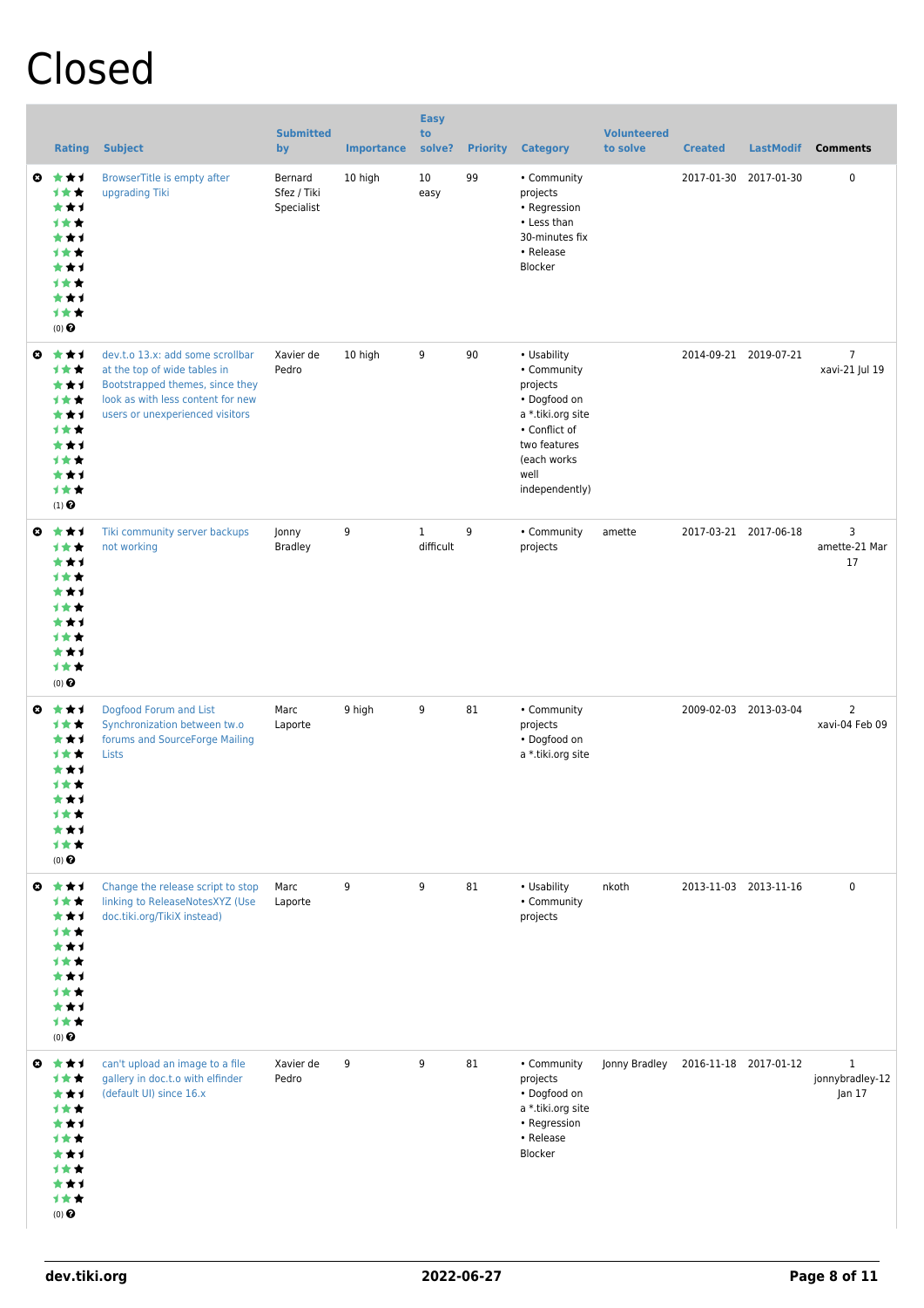# Closed

| | Rating | Subject | Submitted by | Importance | Easy to solve? | Priority | Category | Volunteered to solve | Created | LastModif | Comments |
|---|---|---|---|---|---|---|---|---|---|---|---|
| | (0) | BrowserTitle is empty after upgrading Tiki | Bernard Sfez / Tiki Specialist | 10 high | 10 easy | 99 | • Community projects • Regression • Less than 30-minutes fix • Release Blocker | | 2017-01-30 | 2017-01-30 | 0 |
| | (1) | dev.t.o 13.x: add some scrollbar at the top of wide tables in Bootstrapped themes, since they look as with less content for new users or unexperienced visitors | Xavier de Pedro | 10 high | 9 | 90 | • Usability • Community projects • Dogfood on a *.tiki.org site • Conflict of two features (each works well independently) | | 2014-09-21 | 2019-07-21 | 7 xavi-21 Jul 19 |
| | (0) | Tiki community server backups not working | Jonny Bradley | 9 | 1 difficult | 9 | • Community projects | amette | 2017-03-21 | 2017-06-18 | 3 amette-21 Mar 17 |
| | (0) | Dogfood Forum and List Synchronization between tw.o forums and SourceForge Mailing Lists | Marc Laporte | 9 high | 9 | 81 | • Community projects • Dogfood on a *.tiki.org site | | 2009-02-03 | 2013-03-04 | 2 xavi-04 Feb 09 |
| | (0) | Change the release script to stop linking to ReleaseNotesXYZ (Use doc.tiki.org/TikiX instead) | Marc Laporte | 9 | 9 | 81 | • Usability • Community projects | nkoth | 2013-11-03 | 2013-11-16 | 0 |
| | (0) | can't upload an image to a file gallery in doc.t.o with elfinder (default UI) since 16.x | Xavier de Pedro | 9 | 9 | 81 | • Community projects • Dogfood on a *.tiki.org site • Regression • Release Blocker | Jonny Bradley | 2016-11-18 | 2017-01-12 | 1 jonnybradley-12 Jan 17 |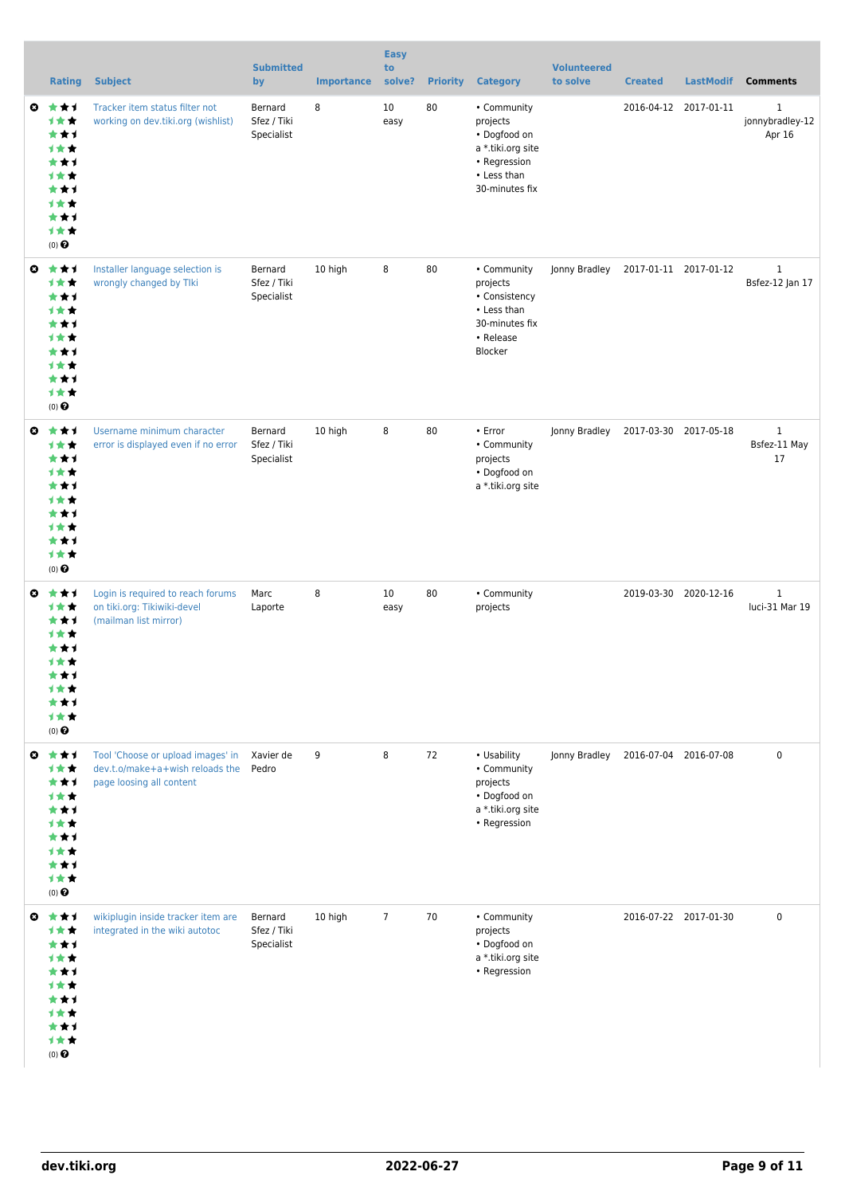| | Rating | Subject | Submitted by | Importance | Easy to solve? | Priority | Category | Volunteered to solve | Created | LastModif | Comments |
|---|---|---|---|---|---|---|---|---|---|---|---|
| | (0) | Tracker item status filter not working on dev.tiki.org (wishlist) | Bernard Sfez / Tiki Specialist | 8 | 10 easy | 80 | • Community projects • Dogfood on a *.tiki.org site • Regression • Less than 30-minutes fix | | 2016-04-12 | 2017-01-11 | 1 jonnybradley-12 Apr 16 |
| | (0) | Installer language selection is wrongly changed by TIki | Bernard Sfez / Tiki Specialist | 10 high | 8 | 80 | • Community projects • Consistency • Less than 30-minutes fix • Release Blocker | Jonny Bradley | 2017-01-11 | 2017-01-12 | 1 Bsfez-12 Jan 17 |
| | (0) | Username minimum character error is displayed even if no error | Bernard Sfez / Tiki Specialist | 10 high | 8 | 80 | • Error • Community projects • Dogfood on a *.tiki.org site | Jonny Bradley | 2017-03-30 | 2017-05-18 | 1 Bsfez-11 May 17 |
| | (0) | Login is required to reach forums on tiki.org: Tikiwiki-devel (mailman list mirror) | Marc Laporte | 8 | 10 easy | 80 | • Community projects | | 2019-03-30 | 2020-12-16 | 1 luci-31 Mar 19 |
| | (0) | Tool 'Choose or upload images' in dev.t.o/make+a+wish reloads the page loosing all content | Xavier de Pedro | 9 | 8 | 72 | • Usability • Community projects • Dogfood on a *.tiki.org site • Regression | Jonny Bradley | 2016-07-04 | 2016-07-08 | 0 |
| | (0) | wikiplugin inside tracker item are integrated in the wiki autotoc | Bernard Sfez / Tiki Specialist | 10 high | 7 | 70 | • Community projects • Dogfood on a *.tiki.org site • Regression | | 2016-07-22 | 2017-01-30 | 0 |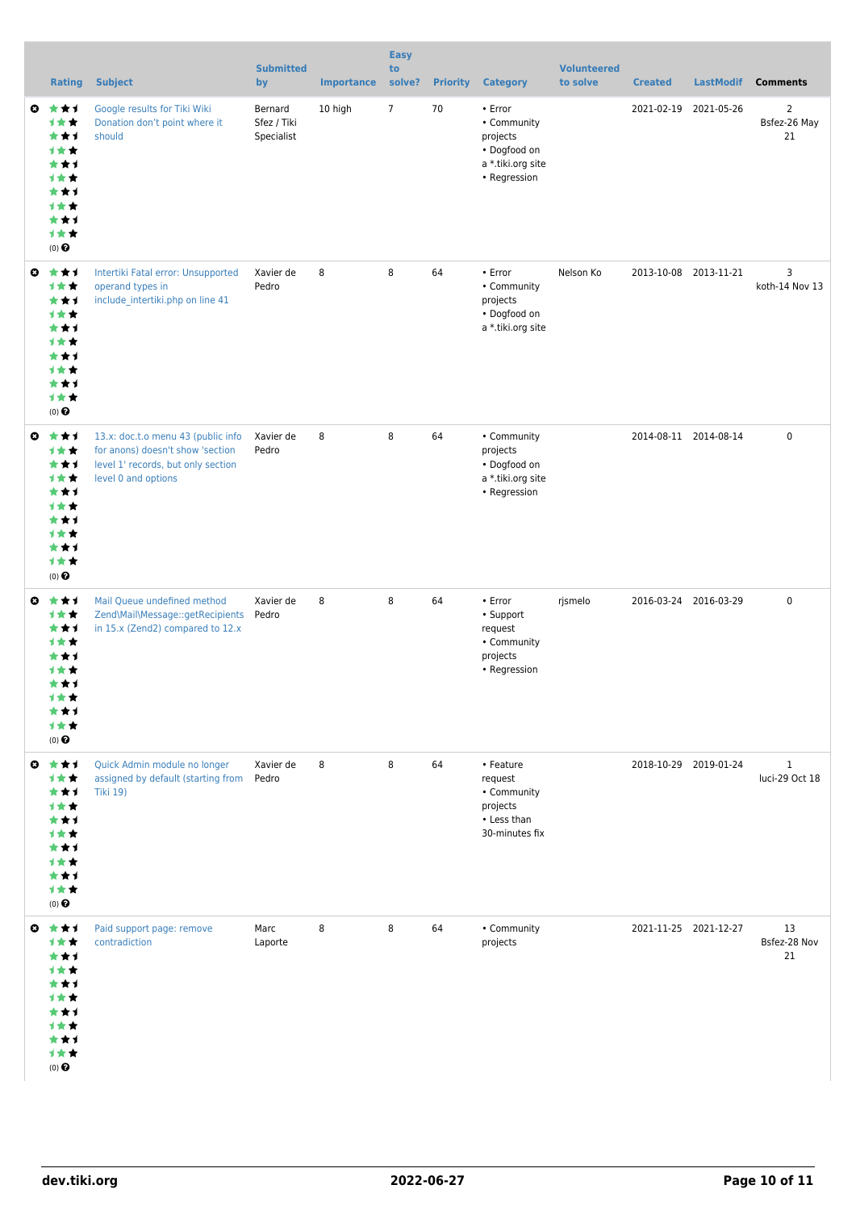| | Rating | Subject | Submitted by | Importance | Easy to solve? | Priority | Category | Volunteered to solve | Created | LastModif | Comments |
|---|---|---|---|---|---|---|---|---|---|---|---|
| | (0) | Google results for Tiki Wiki Donation don't point where it should | Bernard Sfez / Tiki Specialist | 10 high | 7 | 70 | • Error • Community projects • Dogfood on a *.tiki.org site • Regression | | 2021-02-19 | 2021-05-26 | 2 Bsfez-26 May 21 |
| | (0) | Intertiki Fatal error: Unsupported operand types in include_intertiki.php on line 41 | Xavier de Pedro | 8 | 8 | 64 | • Error • Community projects • Dogfood on a *.tiki.org site | Nelson Ko | 2013-10-08 | 2013-11-21 | 3 koth-14 Nov 13 |
| | (0) | 13.x: doc.t.o menu 43 (public info for anons) doesn't show 'section level 1' records, but only section level 0 and options | Xavier de Pedro | 8 | 8 | 64 | • Community projects • Dogfood on a *.tiki.org site • Regression | | 2014-08-11 | 2014-08-14 | 0 |
| | (0) | Mail Queue undefined method Zend\Mail\Message::getRecipients in 15.x (Zend2) compared to 12.x | Xavier de Pedro | 8 | 8 | 64 | • Error • Support request • Community projects • Regression | rjsmelo | 2016-03-24 | 2016-03-29 | 0 |
| | (0) | Quick Admin module no longer assigned by default (starting from Tiki 19) | Xavier de Pedro | 8 | 8 | 64 | • Feature request • Community projects • Less than 30-minutes fix | | 2018-10-29 | 2019-01-24 | 1 luci-29 Oct 18 |
| | (0) | Paid support page: remove contradiction | Marc Laporte | 8 | 8 | 64 | • Community projects | | 2021-11-25 | 2021-12-27 | 13 Bsfez-28 Nov 21 |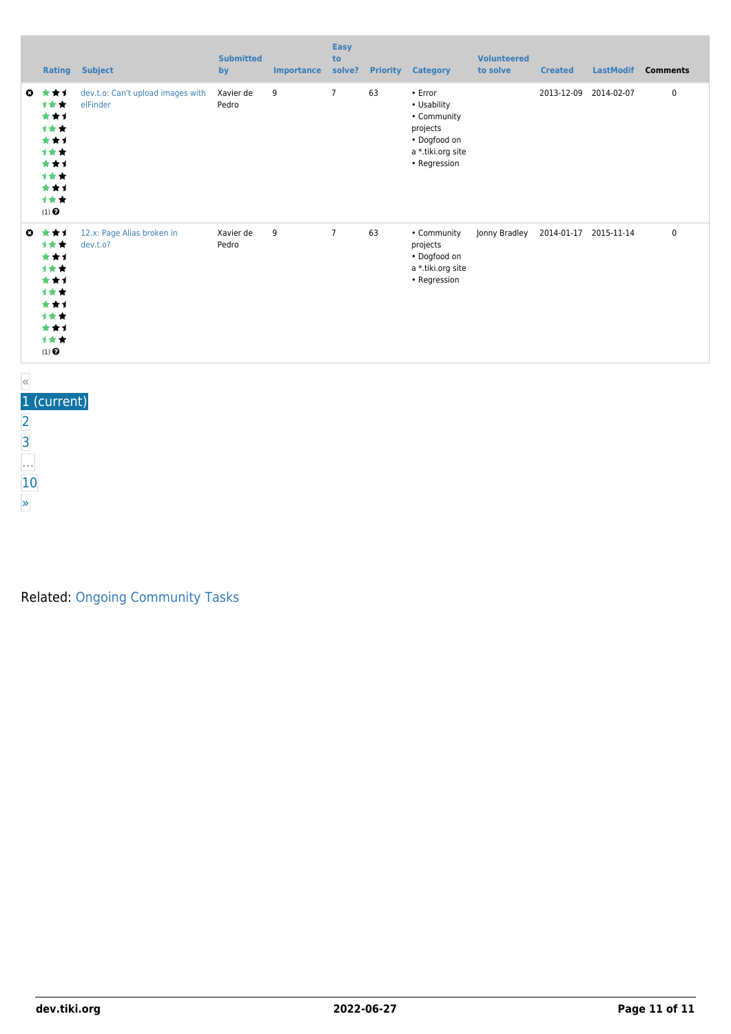| | Rating | Subject | Submitted by | Importance | Easy to solve? | Priority | Category | Volunteered to solve | Created | LastModif | Comments |
|---|---|---|---|---|---|---|---|---|---|---|---|
| | (1) | dev.t.o: Can't upload images with elFinder | Xavier de Pedro | 9 | 7 | 63 | • Error<br>• Usability<br>• Community projects<br>• Dogfood on a *.tiki.org site<br>• Regression | | 2013-12-09 | 2014-02-07 | 0 |
| | (1) | 12.x: Page Alias broken in dev.t.o? | Xavier de Pedro | 9 | 7 | 63 | • Community projects<br>• Dogfood on a *.tiki.org site<br>• Regression | Jonny Bradley | 2014-01-17 | 2015-11-14 | 0 |

«
1 (current)
2
3
...
10
»

Related: Ongoing Community Tasks